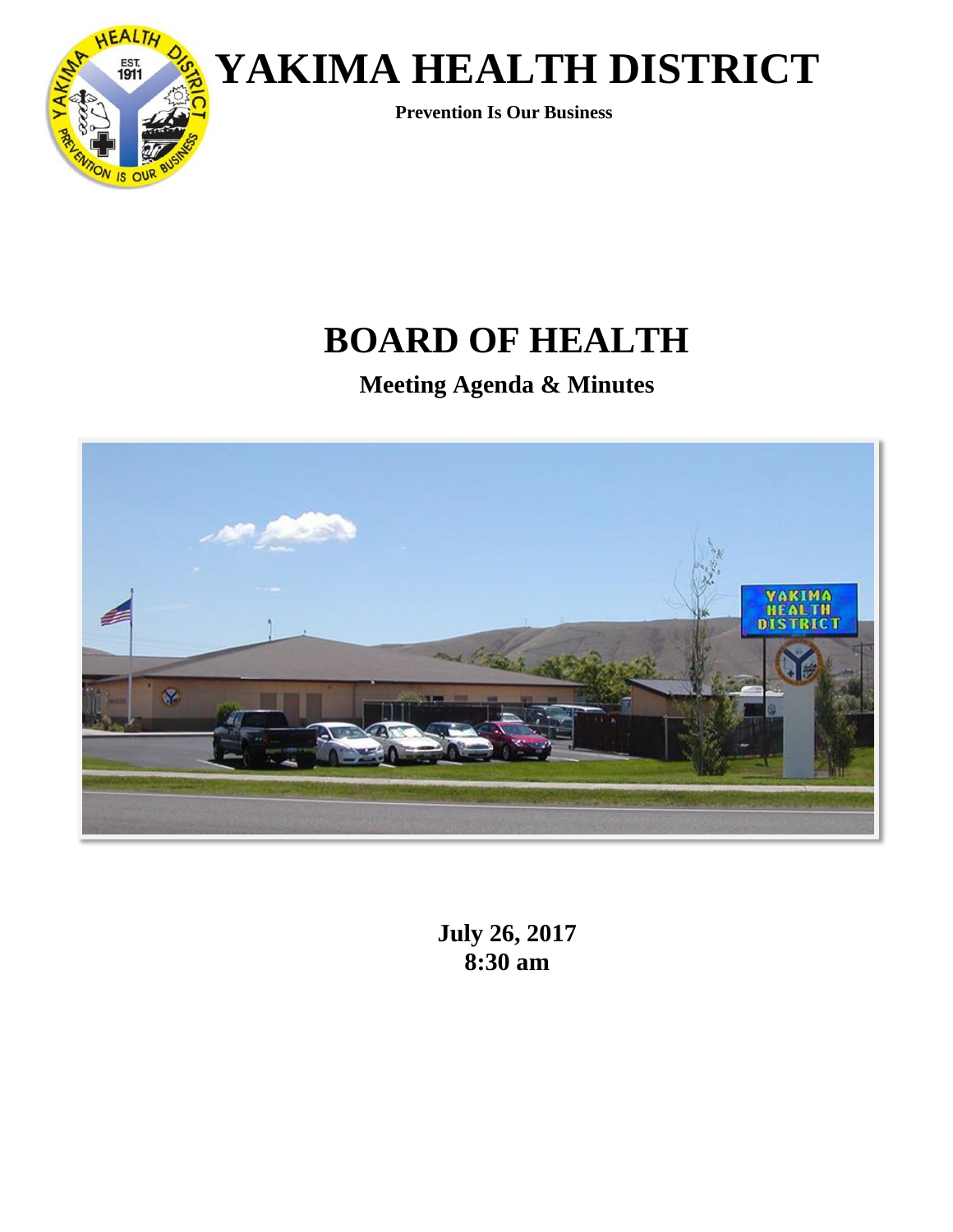# YAKIMA HEALTH DISTRICT

**Prevention Is Our Business**

# BOARD OF HEALTH

## Meeting Agenda & Minutes

**July 26, 2017**
**8:30 am**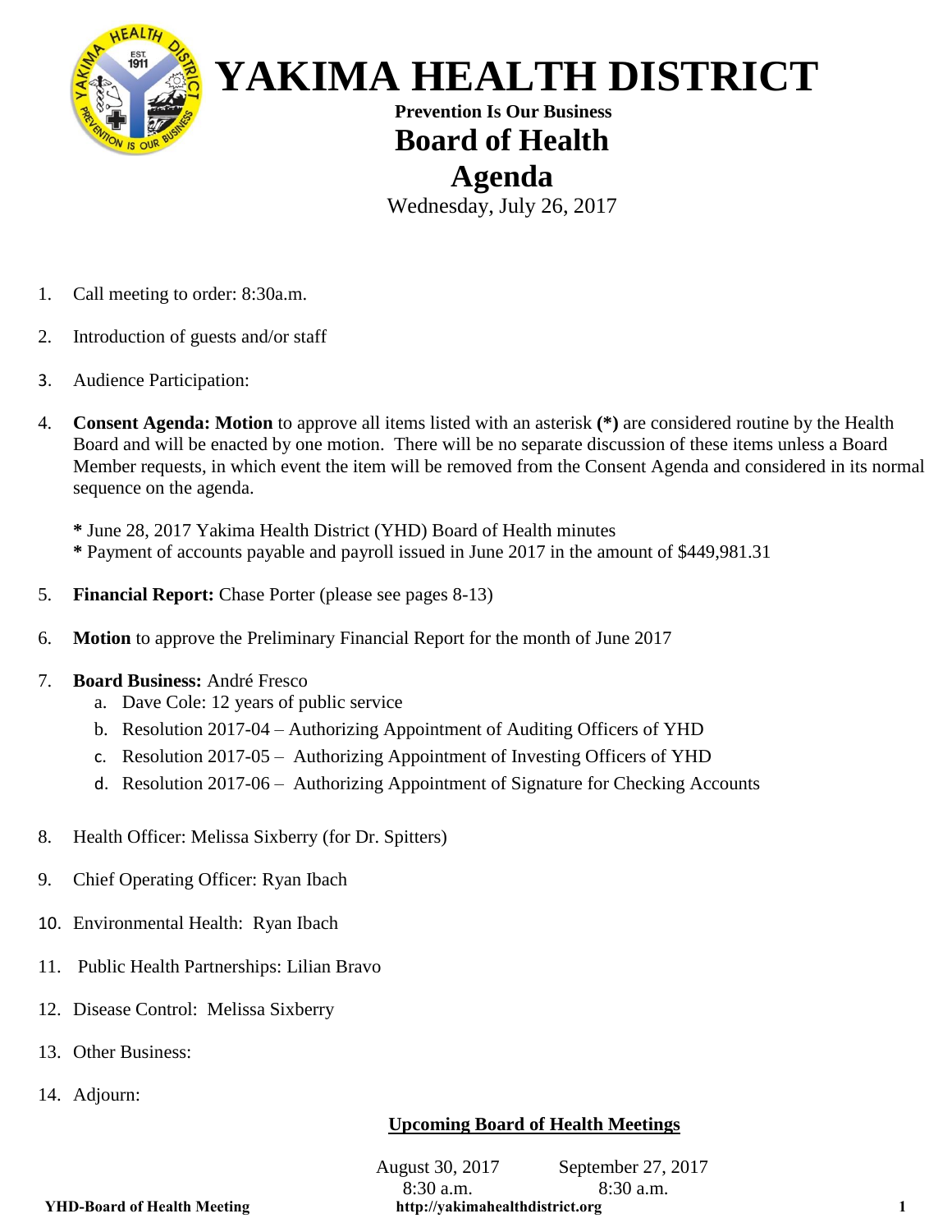# YAKIMA HEALTH DISTRICT

**Prevention Is Our Business**

## Board of Health

## Agenda

Wednesday, July 26, 2017

1. Call meeting to order: 8:30a.m.
2. Introduction of guests and/or staff
3. Audience Participation:
4. **Consent Agenda: Motion** to approve all items listed with an asterisk **(*)** are considered routine by the Health Board and will be enacted by one motion. There will be no separate discussion of these items unless a Board Member requests, in which event the item will be removed from the Consent Agenda and considered in its normal sequence on the agenda.

   **\*** June 28, 2017 Yakima Health District (YHD) Board of Health minutes
   **\*** Payment of accounts payable and payroll issued in June 2017 in the amount of $449,981.31

5. **Financial Report:** Chase Porter (please see pages 8-13)
6. **Motion** to approve the Preliminary Financial Report for the month of June 2017
7. **Board Business:** André Fresco
   a. Dave Cole: 12 years of public service
   b. Resolution 2017-04 – Authorizing Appointment of Auditing Officers of YHD
   c. Resolution 2017-05 – Authorizing Appointment of Investing Officers of YHD
   d. Resolution 2017-06 – Authorizing Appointment of Signature for Checking Accounts
8. Health Officer: Melissa Sixberry (for Dr. Spitters)
9. Chief Operating Officer: Ryan Ibach
10. Environmental Health: Ryan Ibach
11. Public Health Partnerships: Lilian Bravo
12. Disease Control: Melissa Sixberry
13. Other Business:
14. Adjourn:

**<u>Upcoming Board of Health Meetings</u>**

| August 30, 2017 | September 27, 2017 |
|---|---|
| 8:30 a.m. | 8:30 a.m. |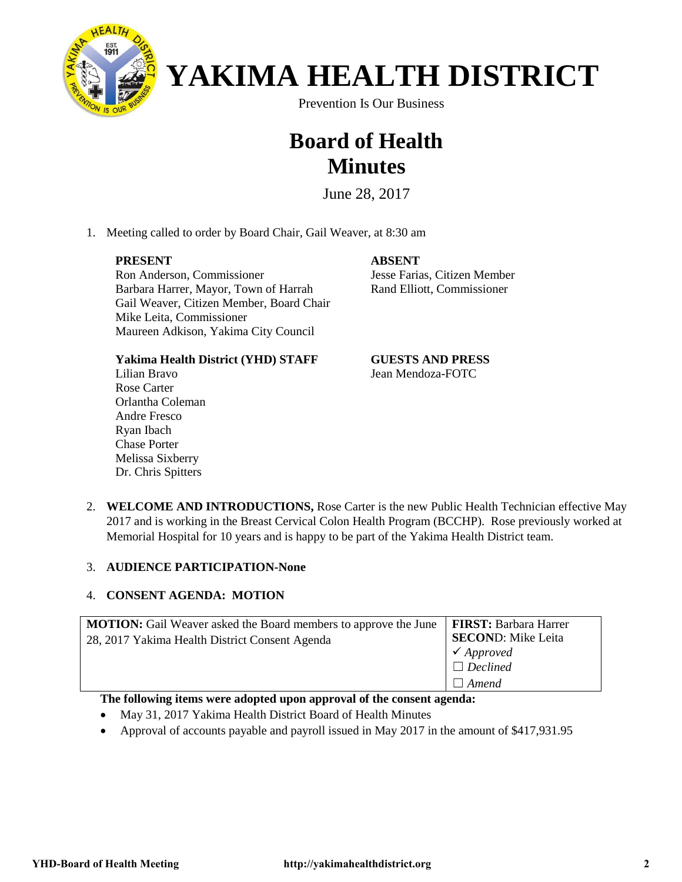# YAKIMA HEALTH DISTRICT

Prevention Is Our Business

# Board of Health Minutes

June 28, 2017

1. Meeting called to order by Board Chair, Gail Weaver, at 8:30 am

**PRESENT**
Ron Anderson, Commissioner
Barbara Harrer, Mayor, Town of Harrah
Gail Weaver, Citizen Member, Board Chair
Mike Leita, Commissioner
Maureen Adkison, Yakima City Council

**ABSENT**
Jesse Farias, Citizen Member
Rand Elliott, Commissioner

**Yakima Health District (YHD) STAFF**
Lilian Bravo
Rose Carter
Orlantha Coleman
Andre Fresco
Ryan Ibach
Chase Porter
Melissa Sixberry
Dr. Chris Spitters

**GUESTS AND PRESS**
Jean Mendoza-FOTC

2. **WELCOME AND INTRODUCTIONS,** Rose Carter is the new Public Health Technician effective May 2017 and is working in the Breast Cervical Colon Health Program (BCCHP). Rose previously worked at Memorial Hospital for 10 years and is happy to be part of the Yakima Health District team.

3. **AUDIENCE PARTICIPATION-None**

4. **CONSENT AGENDA: MOTION**

| **MOTION:** Gail Weaver asked the Board members to approve the June 28, 2017 Yakima Health District Consent Agenda | **FIRST:** Barbara Harrer<br>**SECOND**: Mike Leita<br>✓ *Approved*<br>☐ *Declined*<br>☐ *Amend* |
|---|---|

**The following items were adopted upon approval of the consent agenda:**

- May 31, 2017 Yakima Health District Board of Health Minutes
- Approval of accounts payable and payroll issued in May 2017 in the amount of $417,931.95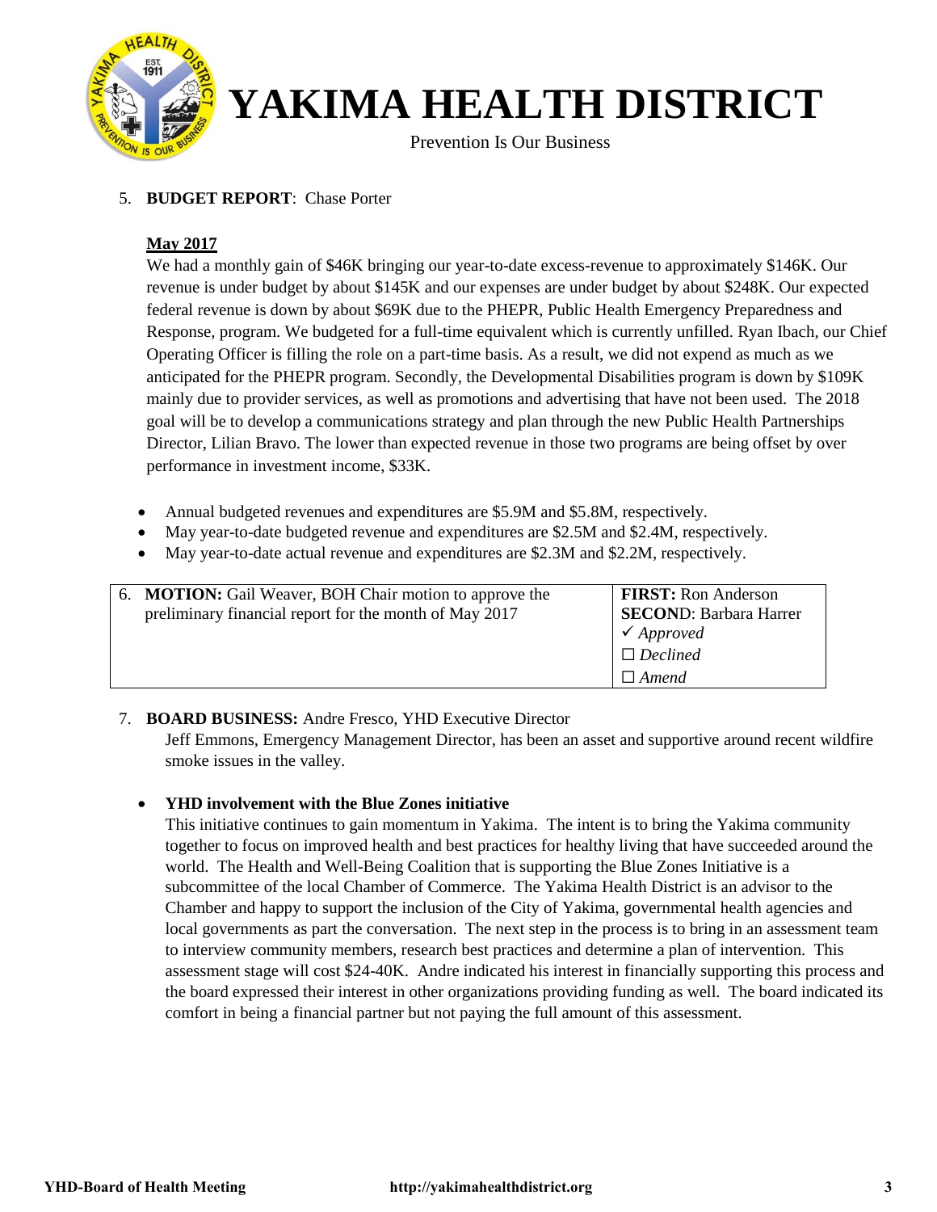5. **BUDGET REPORT**: Chase Porter

**May 2017**

We had a monthly gain of $46K bringing our year-to-date excess-revenue to approximately $146K. Our revenue is under budget by about $145K and our expenses are under budget by about $248K. Our expected federal revenue is down by about $69K due to the PHEPR, Public Health Emergency Preparedness and Response, program. We budgeted for a full-time equivalent which is currently unfilled. Ryan Ibach, our Chief Operating Officer is filling the role on a part-time basis. As a result, we did not expend as much as we anticipated for the PHEPR program. Secondly, the Developmental Disabilities program is down by $109K mainly due to provider services, as well as promotions and advertising that have not been used. The 2018 goal will be to develop a communications strategy and plan through the new Public Health Partnerships Director, Lilian Bravo. The lower than expected revenue in those two programs are being offset by over performance in investment income, $33K.

- Annual budgeted revenues and expenditures are $5.9M and $5.8M, respectively.
- May year-to-date budgeted revenue and expenditures are $2.5M and $2.4M, respectively.
- May year-to-date actual revenue and expenditures are $2.3M and $2.2M, respectively.

| | |
|---|---|
| 6. **MOTION:** Gail Weaver, BOH Chair motion to approve the preliminary financial report for the month of May 2017 | **FIRST:** Ron Anderson<br>**SECOND**: Barbara Harrer<br>✓ *Approved*<br>☐ *Declined*<br>☐ *Amend* |

7. **BOARD BUSINESS:** Andre Fresco, YHD Executive Director

Jeff Emmons, Emergency Management Director, has been an asset and supportive around recent wildfire smoke issues in the valley.

- **YHD involvement with the Blue Zones initiative**

  This initiative continues to gain momentum in Yakima. The intent is to bring the Yakima community together to focus on improved health and best practices for healthy living that have succeeded around the world. The Health and Well-Being Coalition that is supporting the Blue Zones Initiative is a subcommittee of the local Chamber of Commerce. The Yakima Health District is an advisor to the Chamber and happy to support the inclusion of the City of Yakima, governmental health agencies and local governments as part the conversation. The next step in the process is to bring in an assessment team to interview community members, research best practices and determine a plan of intervention. This assessment stage will cost $24-40K. Andre indicated his interest in financially supporting this process and the board expressed their interest in other organizations providing funding as well. The board indicated its comfort in being a financial partner but not paying the full amount of this assessment.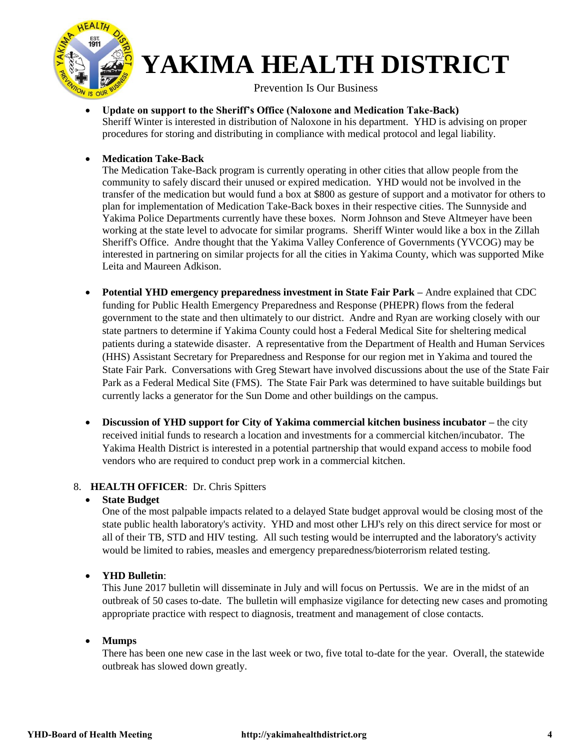- **Update on support to the Sheriff's Office (Naloxone and Medication Take-Back)**
  Sheriff Winter is interested in distribution of Naloxone in his department. YHD is advising on proper procedures for storing and distributing in compliance with medical protocol and legal liability.

- **Medication Take-Back**
  The Medication Take-Back program is currently operating in other cities that allow people from the community to safely discard their unused or expired medication. YHD would not be involved in the transfer of the medication but would fund a box at $800 as gesture of support and a motivator for others to plan for implementation of Medication Take-Back boxes in their respective cities. The Sunnyside and Yakima Police Departments currently have these boxes. Norm Johnson and Steve Altmeyer have been working at the state level to advocate for similar programs. Sheriff Winter would like a box in the Zillah Sheriff's Office. Andre thought that the Yakima Valley Conference of Governments (YVCOG) may be interested in partnering on similar projects for all the cities in Yakima County, which was supported Mike Leita and Maureen Adkison.

- **Potential YHD emergency preparedness investment in State Fair Park –** Andre explained that CDC funding for Public Health Emergency Preparedness and Response (PHEPR) flows from the federal government to the state and then ultimately to our district. Andre and Ryan are working closely with our state partners to determine if Yakima County could host a Federal Medical Site for sheltering medical patients during a statewide disaster. A representative from the Department of Health and Human Services (HHS) Assistant Secretary for Preparedness and Response for our region met in Yakima and toured the State Fair Park. Conversations with Greg Stewart have involved discussions about the use of the State Fair Park as a Federal Medical Site (FMS). The State Fair Park was determined to have suitable buildings but currently lacks a generator for the Sun Dome and other buildings on the campus.

- **Discussion of YHD support for City of Yakima commercial kitchen business incubator –** the city received initial funds to research a location and investments for a commercial kitchen/incubator. The Yakima Health District is interested in a potential partnership that would expand access to mobile food vendors who are required to conduct prep work in a commercial kitchen.

8. **HEALTH OFFICER**: Dr. Chris Spitters

- **State Budget**
  One of the most palpable impacts related to a delayed State budget approval would be closing most of the state public health laboratory's activity. YHD and most other LHJ's rely on this direct service for most or all of their TB, STD and HIV testing. All such testing would be interrupted and the laboratory's activity would be limited to rabies, measles and emergency preparedness/bioterrorism related testing.

- **YHD Bulletin**:
  This June 2017 bulletin will disseminate in July and will focus on Pertussis. We are in the midst of an outbreak of 50 cases to-date. The bulletin will emphasize vigilance for detecting new cases and promoting appropriate practice with respect to diagnosis, treatment and management of close contacts.

- **Mumps**
  There has been one new case in the last week or two, five total to-date for the year. Overall, the statewide outbreak has slowed down greatly.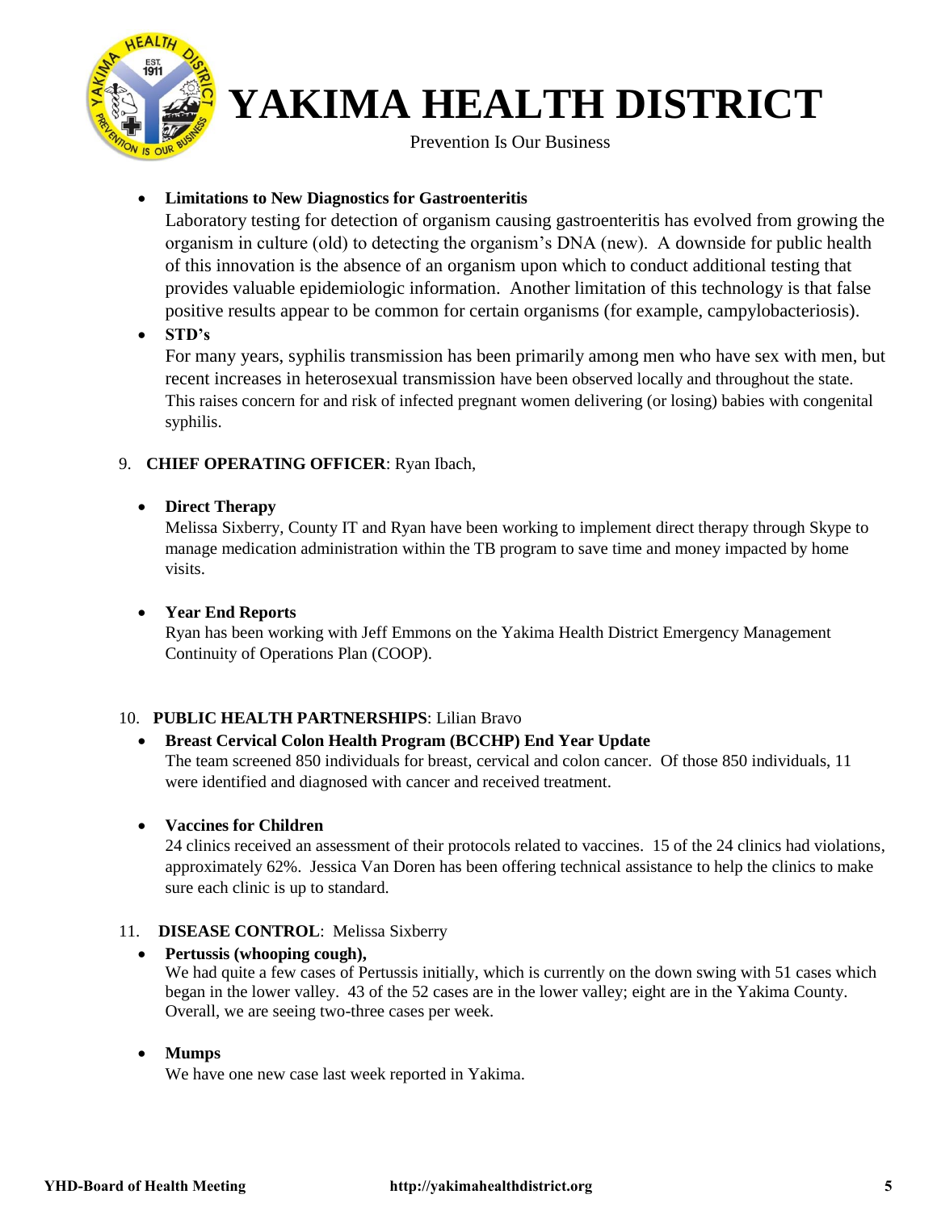- **Limitations to New Diagnostics for Gastroenteritis**
  Laboratory testing for detection of organism causing gastroenteritis has evolved from growing the organism in culture (old) to detecting the organism's DNA (new). A downside for public health of this innovation is the absence of an organism upon which to conduct additional testing that provides valuable epidemiologic information. Another limitation of this technology is that false positive results appear to be common for certain organisms (for example, campylobacteriosis).

- **STD's**
  For many years, syphilis transmission has been primarily among men who have sex with men, but recent increases in heterosexual transmission have been observed locally and throughout the state. This raises concern for and risk of infected pregnant women delivering (or losing) babies with congenital syphilis.

9. **CHIEF OPERATING OFFICER**: Ryan Ibach,

- **Direct Therapy**
  Melissa Sixberry, County IT and Ryan have been working to implement direct therapy through Skype to manage medication administration within the TB program to save time and money impacted by home visits.

- **Year End Reports**
  Ryan has been working with Jeff Emmons on the Yakima Health District Emergency Management Continuity of Operations Plan (COOP).

10. **PUBLIC HEALTH PARTNERSHIPS**: Lilian Bravo

- **Breast Cervical Colon Health Program (BCCHP) End Year Update**
  The team screened 850 individuals for breast, cervical and colon cancer. Of those 850 individuals, 11 were identified and diagnosed with cancer and received treatment.

- **Vaccines for Children**
  24 clinics received an assessment of their protocols related to vaccines. 15 of the 24 clinics had violations, approximately 62%. Jessica Van Doren has been offering technical assistance to help the clinics to make sure each clinic is up to standard.

11. **DISEASE CONTROL**: Melissa Sixberry

- **Pertussis (whooping cough),**
  We had quite a few cases of Pertussis initially, which is currently on the down swing with 51 cases which began in the lower valley. 43 of the 52 cases are in the lower valley; eight are in the Yakima County. Overall, we are seeing two-three cases per week.

- **Mumps**
  We have one new case last week reported in Yakima.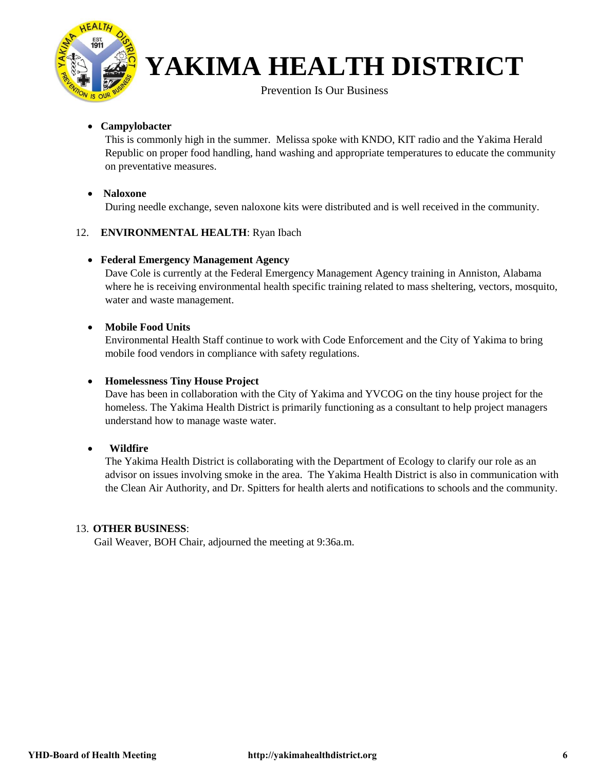- **Campylobacter**

  This is commonly high in the summer. Melissa spoke with KNDO, KIT radio and the Yakima Herald Republic on proper food handling, hand washing and appropriate temperatures to educate the community on preventative measures.

- **Naloxone**

  During needle exchange, seven naloxone kits were distributed and is well received in the community.

12. **ENVIRONMENTAL HEALTH**: Ryan Ibach

- **Federal Emergency Management Agency**

  Dave Cole is currently at the Federal Emergency Management Agency training in Anniston, Alabama where he is receiving environmental health specific training related to mass sheltering, vectors, mosquito, water and waste management.

- **Mobile Food Units**

  Environmental Health Staff continue to work with Code Enforcement and the City of Yakima to bring mobile food vendors in compliance with safety regulations.

- **Homelessness Tiny House Project**

  Dave has been in collaboration with the City of Yakima and YVCOG on the tiny house project for the homeless. The Yakima Health District is primarily functioning as a consultant to help project managers understand how to manage waste water.

- **Wildfire**

  The Yakima Health District is collaborating with the Department of Ecology to clarify our role as an advisor on issues involving smoke in the area. The Yakima Health District is also in communication with the Clean Air Authority, and Dr. Spitters for health alerts and notifications to schools and the community.

13. **OTHER BUSINESS**:

  Gail Weaver, BOH Chair, adjourned the meeting at 9:36a.m.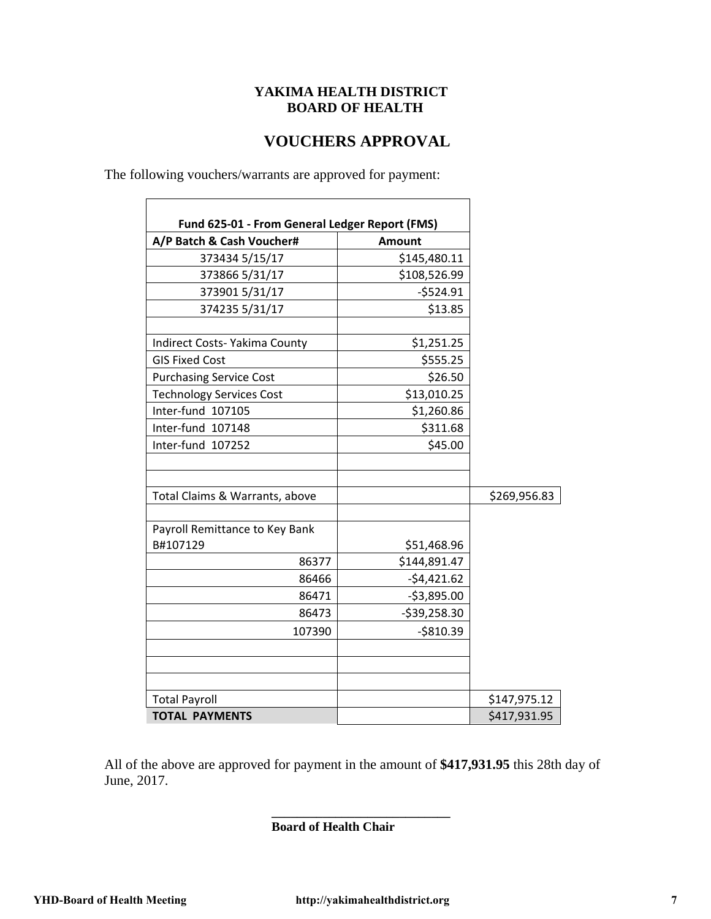**YAKIMA HEALTH DISTRICT**
**BOARD OF HEALTH**

# VOUCHERS APPROVAL

The following vouchers/warrants are approved for payment:

| Fund 625-01 - From General Ledger Report (FMS) | | |
|---|---|---|
| **A/P Batch & Cash Voucher#** | **Amount** | |
| 373434 5/15/17 | $145,480.11 | |
| 373866 5/31/17 | $108,526.99 | |
| 373901 5/31/17 | -$524.91 | |
| 374235 5/31/17 | $13.85 | |
| | | |
| Indirect Costs- Yakima County | $1,251.25 | |
| GIS Fixed Cost | $555.25 | |
| Purchasing Service Cost | $26.50 | |
| Technology Services Cost | $13,010.25 | |
| Inter-fund 107105 | $1,260.86 | |
| Inter-fund 107148 | $311.68 | |
| Inter-fund 107252 | $45.00 | |
| | | |
| | | |
| Total Claims & Warrants, above | | $269,956.83 |
| | | |
| Payroll Remittance to Key Bank B#107129 | $51,468.96 | |
| 86377 | $144,891.47 | |
| 86466 | -$4,421.62 | |
| 86471 | -$3,895.00 | |
| 86473 | -$39,258.30 | |
| 107390 | -$810.39 | |
| | | |
| | | |
| | | |
| Total Payroll | | $147,975.12 |
| **TOTAL PAYMENTS** | | $417,931.95 |

All of the above are approved for payment in the amount of **$417,931.95** this 28th day of June, 2017.

\_\_\_\_\_\_\_\_\_\_\_\_\_\_\_\_\_\_\_\_\_\_\_\_\_\_\_\_

**Board of Health Chair**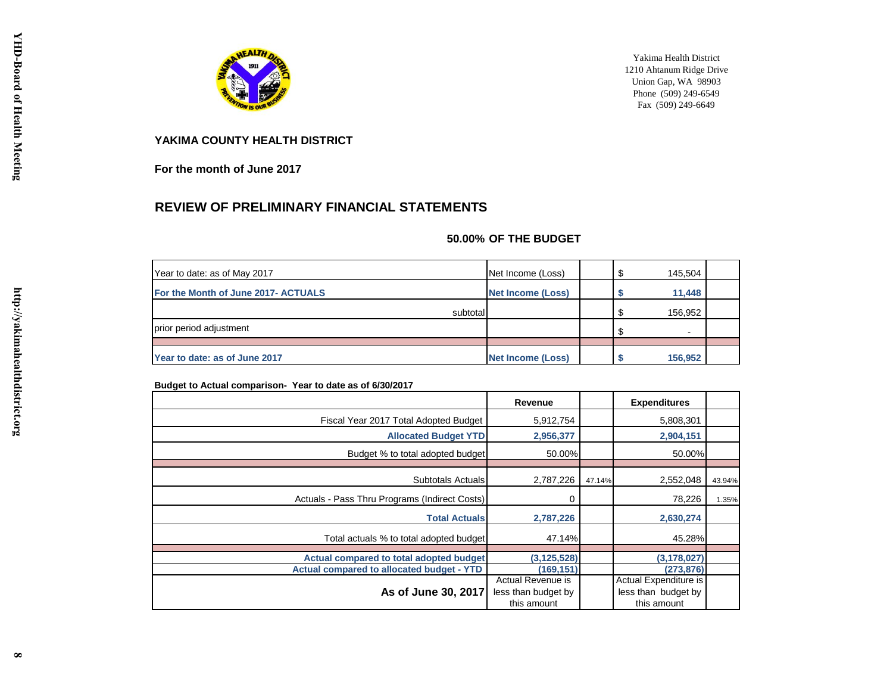Yakima Health District
1210 Ahtanum Ridge Drive
Union Gap, WA 98903
Phone (509) 249-6549
Fax (509) 249-6649

**YAKIMA COUNTY HEALTH DISTRICT**

**For the month of June 2017**

## REVIEW OF PRELIMINARY FINANCIAL STATEMENTS

**50.00% OF THE BUDGET**

| | | | | |
|---|---|---|---|---|
| Year to date: as of May 2017 | Net Income (Loss) | | $ 145,504 | |
| **For the Month of June 2017- ACTUALS** | **Net Income (Loss)** | | **$ 11,448** | |
| subtotal | | | $ 156,952 | |
| prior period adjustment | | | $ - | |
| **Year to date: as of June 2017** | **Net Income (Loss)** | | **$ 156,952** | |

**Budget to Actual comparison- Year to date as of 6/30/2017**

| | Revenue | | Expenditures | |
|---|---|---|---|---|
| Fiscal Year 2017 Total Adopted Budget | 5,912,754 | | 5,808,301 | |
| **Allocated Budget YTD** | **2,956,377** | | **2,904,151** | |
| Budget % to total adopted budget | 50.00% | | 50.00% | |
| Subtotals Actuals | 2,787,226 | 47.14% | 2,552,048 | 43.94% |
| Actuals - Pass Thru Programs (Indirect Costs) | 0 | | 78,226 | 1.35% |
| **Total Actuals** | **2,787,226** | | **2,630,274** | |
| Total actuals % to total adopted budget | 47.14% | | 45.28% | |
| **Actual compared to total adopted budget** | **(3,125,528)** | | **(3,178,027)** | |
| **Actual compared to allocated budget - YTD** | **(169,151)** | | **(273,876)** | |
| As of June 30, 2017 | Actual Revenue is less than budget by this amount | | Actual Expenditure is less than budget by this amount | |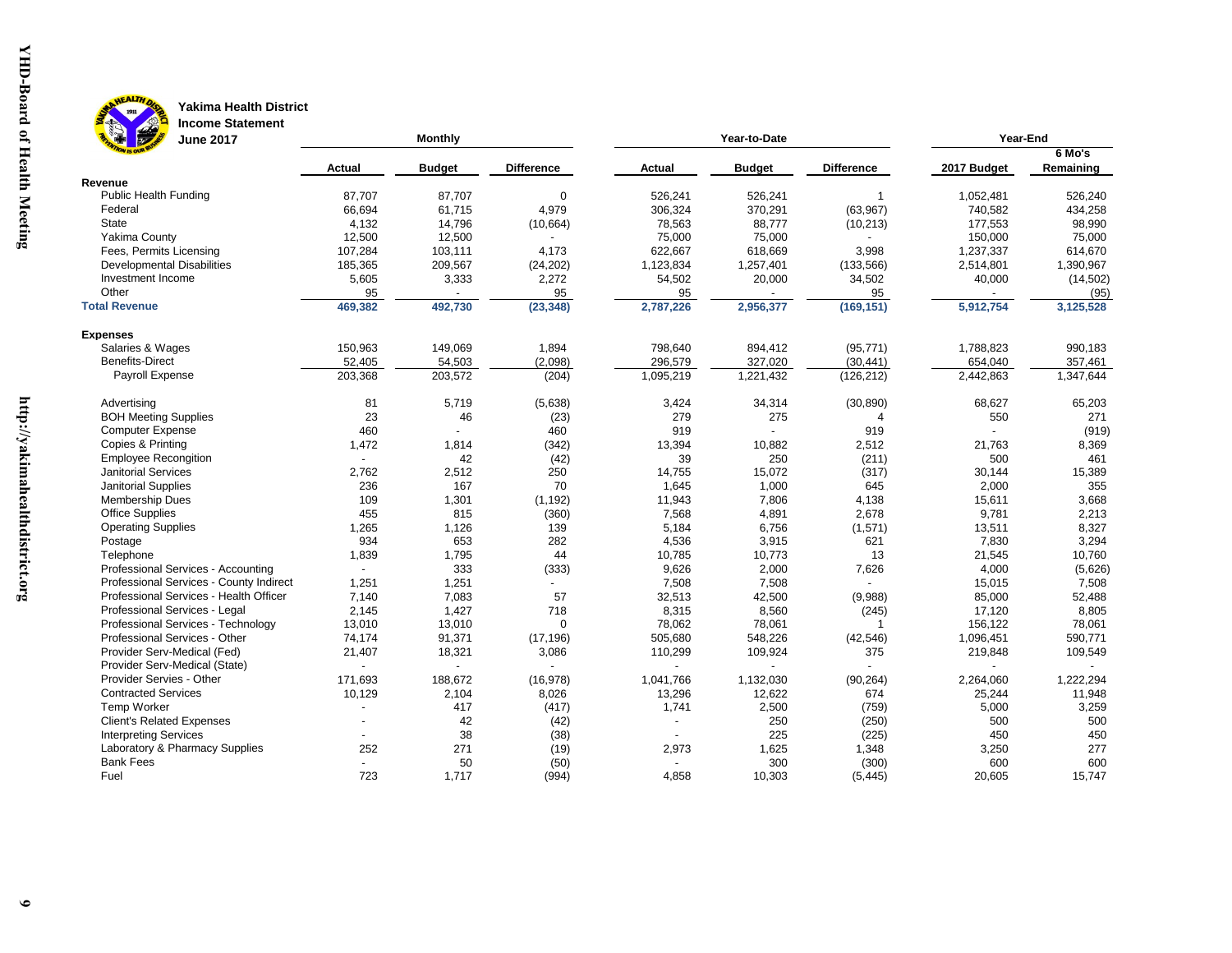**Yakima Health District**
**Income Statement**
**June 2017**

| | Monthly | | | Year-to-Date | | | Year-End | |
|---|---|---|---|---|---|---|---|---|
| | **Actual** | **Budget** | **Difference** | **Actual** | **Budget** | **Difference** | **2017 Budget** | **6 Mo's Remaining** |
| **Revenue** | | | | | | | | |
| Public Health Funding | 87,707 | 87,707 | 0 | 526,241 | 526,241 | 1 | 1,052,481 | 526,240 |
| Federal | 66,694 | 61,715 | 4,979 | 306,324 | 370,291 | (63,967) | 740,582 | 434,258 |
| State | 4,132 | 14,796 | (10,664) | 78,563 | 88,777 | (10,213) | 177,553 | 98,990 |
| Yakima County | 12,500 | 12,500 | - | 75,000 | 75,000 | - | 150,000 | 75,000 |
| Fees, Permits Licensing | 107,284 | 103,111 | 4,173 | 622,667 | 618,669 | 3,998 | 1,237,337 | 614,670 |
| Developmental Disabilities | 185,365 | 209,567 | (24,202) | 1,123,834 | 1,257,401 | (133,566) | 2,514,801 | 1,390,967 |
| Investment Income | 5,605 | 3,333 | 2,272 | 54,502 | 20,000 | 34,502 | 40,000 | (14,502) |
| Other | 95 | - | 95 | 95 | - | 95 | - | (95) |
| **Total Revenue** | **469,382** | **492,730** | **(23,348)** | **2,787,226** | **2,956,377** | **(169,151)** | **5,912,754** | **3,125,528** |
| **Expenses** | | | | | | | | |
| Salaries & Wages | 150,963 | 149,069 | 1,894 | 798,640 | 894,412 | (95,771) | 1,788,823 | 990,183 |
| Benefits-Direct | 52,405 | 54,503 | (2,098) | 296,579 | 327,020 | (30,441) | 654,040 | 357,461 |
| Payroll Expense | 203,368 | 203,572 | (204) | 1,095,219 | 1,221,432 | (126,212) | 2,442,863 | 1,347,644 |
| Advertising | 81 | 5,719 | (5,638) | 3,424 | 34,314 | (30,890) | 68,627 | 65,203 |
| BOH Meeting Supplies | 23 | 46 | (23) | 279 | 275 | 4 | 550 | 271 |
| Computer Expense | 460 | - | 460 | 919 | - | 919 | - | (919) |
| Copies & Printing | 1,472 | 1,814 | (342) | 13,394 | 10,882 | 2,512 | 21,763 | 8,369 |
| Employee Recongition | - | 42 | (42) | 39 | 250 | (211) | 500 | 461 |
| Janitorial Services | 2,762 | 2,512 | 250 | 14,755 | 15,072 | (317) | 30,144 | 15,389 |
| Janitorial Supplies | 236 | 167 | 70 | 1,645 | 1,000 | 645 | 2,000 | 355 |
| Membership Dues | 109 | 1,301 | (1,192) | 11,943 | 7,806 | 4,138 | 15,611 | 3,668 |
| Office Supplies | 455 | 815 | (360) | 7,568 | 4,891 | 2,678 | 9,781 | 2,213 |
| Operating Supplies | 1,265 | 1,126 | 139 | 5,184 | 6,756 | (1,571) | 13,511 | 8,327 |
| Postage | 934 | 653 | 282 | 4,536 | 3,915 | 621 | 7,830 | 3,294 |
| Telephone | 1,839 | 1,795 | 44 | 10,785 | 10,773 | 13 | 21,545 | 10,760 |
| Professional Services - Accounting | - | 333 | (333) | 9,626 | 2,000 | 7,626 | 4,000 | (5,626) |
| Professional Services - County Indirect | 1,251 | 1,251 | - | 7,508 | 7,508 | - | 15,015 | 7,508 |
| Professional Services - Health Officer | 7,140 | 7,083 | 57 | 32,513 | 42,500 | (9,988) | 85,000 | 52,488 |
| Professional Services - Legal | 2,145 | 1,427 | 718 | 8,315 | 8,560 | (245) | 17,120 | 8,805 |
| Professional Services - Technology | 13,010 | 13,010 | 0 | 78,062 | 78,061 | 1 | 156,122 | 78,061 |
| Professional Services - Other | 74,174 | 91,371 | (17,196) | 505,680 | 548,226 | (42,546) | 1,096,451 | 590,771 |
| Provider Serv-Medical (Fed) | 21,407 | 18,321 | 3,086 | 110,299 | 109,924 | 375 | 219,848 | 109,549 |
| Provider Serv-Medical (State) | - | - | - | - | - | - | - | - |
| Provider Servies - Other | 171,693 | 188,672 | (16,978) | 1,041,766 | 1,132,030 | (90,264) | 2,264,060 | 1,222,294 |
| Contracted Services | 10,129 | 2,104 | 8,026 | 13,296 | 12,622 | 674 | 25,244 | 11,948 |
| Temp Worker | - | 417 | (417) | 1,741 | 2,500 | (759) | 5,000 | 3,259 |
| Client's Related Expenses | - | 42 | (42) | - | 250 | (250) | 500 | 500 |
| Interpreting Services | - | 38 | (38) | - | 225 | (225) | 450 | 450 |
| Laboratory & Pharmacy Supplies | 252 | 271 | (19) | 2,973 | 1,625 | 1,348 | 3,250 | 277 |
| Bank Fees | - | 50 | (50) | - | 300 | (300) | 600 | 600 |
| Fuel | 723 | 1,717 | (994) | 4,858 | 10,303 | (5,445) | 20,605 | 15,747 |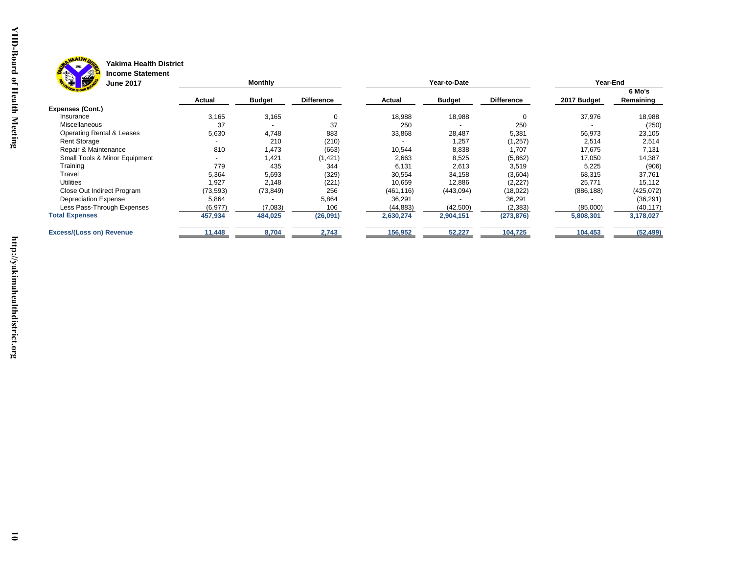**Yakima Health District**
**Income Statement**
**June 2017**

| | Monthly | | | Year-to-Date | | | Year-End | |
|---|---|---|---|---|---|---|---|---|
| | **Actual** | **Budget** | **Difference** | **Actual** | **Budget** | **Difference** | **2017 Budget** | **6 Mo's Remaining** |
| **Expenses (Cont.)** | | | | | | | | |
| Insurance | 3,165 | 3,165 | 0 | 18,988 | 18,988 | 0 | 37,976 | 18,988 |
| Miscellaneous | 37 | - | 37 | 250 | - | 250 | - | (250) |
| Operating Rental & Leases | 5,630 | 4,748 | 883 | 33,868 | 28,487 | 5,381 | 56,973 | 23,105 |
| Rent Storage | - | 210 | (210) | - | 1,257 | (1,257) | 2,514 | 2,514 |
| Repair & Maintenance | 810 | 1,473 | (663) | 10,544 | 8,838 | 1,707 | 17,675 | 7,131 |
| Small Tools & Minor Equipment | - | 1,421 | (1,421) | 2,663 | 8,525 | (5,862) | 17,050 | 14,387 |
| Training | 779 | 435 | 344 | 6,131 | 2,613 | 3,519 | 5,225 | (906) |
| Travel | 5,364 | 5,693 | (329) | 30,554 | 34,158 | (3,604) | 68,315 | 37,761 |
| Utilities | 1,927 | 2,148 | (221) | 10,659 | 12,886 | (2,227) | 25,771 | 15,112 |
| Close Out Indirect Program | (73,593) | (73,849) | 256 | (461,116) | (443,094) | (18,022) | (886,188) | (425,072) |
| Depreciation Expense | 5,864 | - | 5,864 | 36,291 | - | 36,291 | - | (36,291) |
| Less Pass-Through Expenses | (6,977) | (7,083) | 106 | (44,883) | (42,500) | (2,383) | (85,000) | (40,117) |
| **Total Expenses** | **457,934** | **484,025** | **(26,091)** | **2,630,274** | **2,904,151** | **(273,876)** | **5,808,301** | **3,178,027** |
| **Excess/(Loss on) Revenue** | **11,448** | **8,704** | **2,743** | **156,952** | **52,227** | **104,725** | **104,453** | **(52,499)** |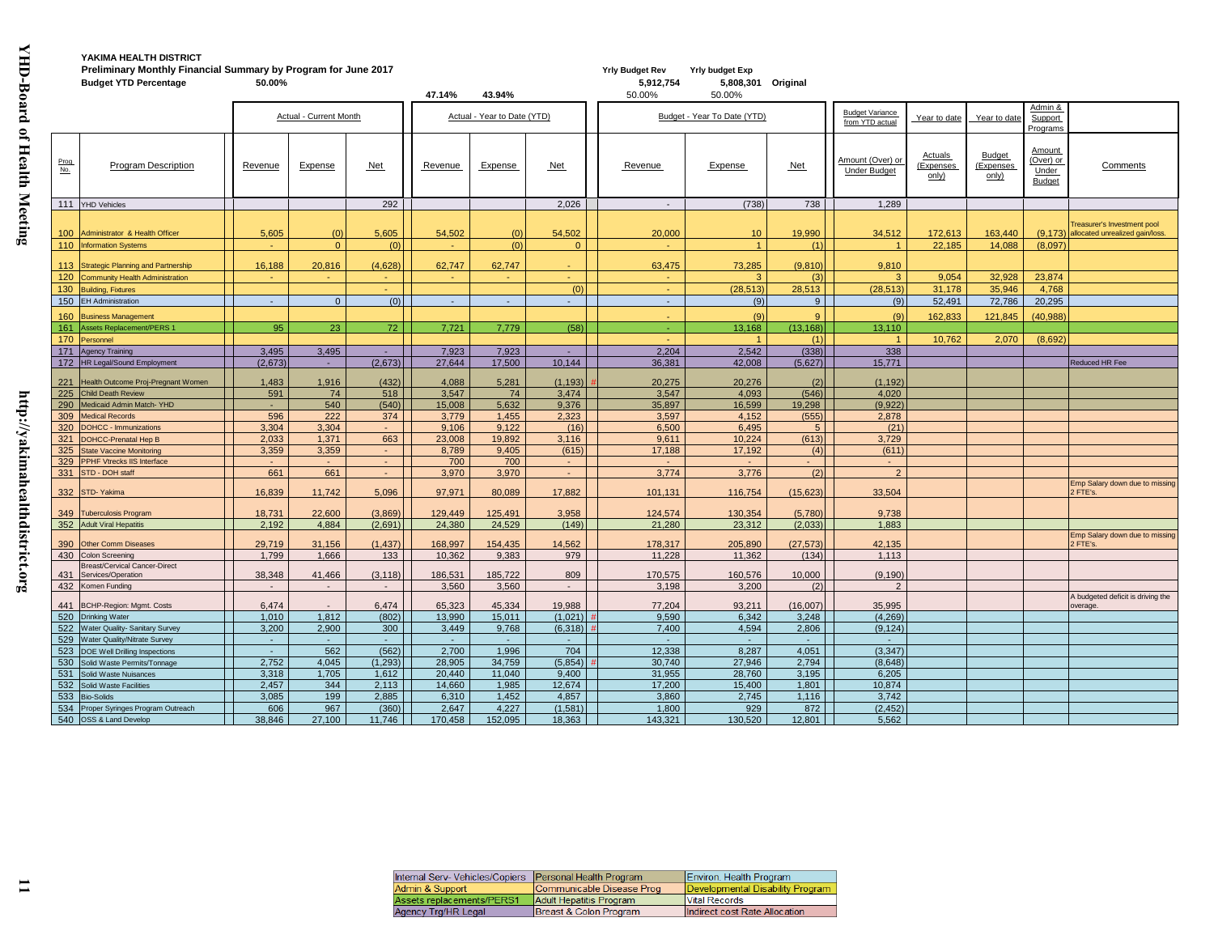**YAKIMA HEALTH DISTRICT**

**Preliminary Monthly Financial Summary by Program for June 2017**

**Budget YTD Percentage** 50.00%

| | Yrly Budget Rev | Yrly budget Exp | |
|---|---|---|---|
| | 5,912,754 | 5,808,301 | Original |
| | 50.00% | 50.00% | |

Actual YTD: 47.14% (Revenue), 43.94% (Expense)

| Prog No. | Program Description | Actual - Current Month Revenue | Actual - Current Month Expense | Actual - Current Month Net | Actual - Year to Date (YTD) Revenue | Actual - Year to Date (YTD) Expense | Actual - Year to Date (YTD) Net | Budget - Year To Date (YTD) Revenue | Budget - Year To Date (YTD) Expense | Budget - Year To Date (YTD) Net | Budget Variance from YTD actual: Amount (Over) or Under Budget | Year to date Actuals (Expenses only) | Year to date Budget (Expenses only) | Admin & Support Programs Amount (Over) or Under Budget | Comments |
|---|---|---|---|---|---|---|---|---|---|---|---|---|---|---|---|
| 111 | YHD Vehicles | | | 292 | | | 2,026 | - | (738) | 738 | 1,289 | | | | |
| 100 | Administrator & Health Officer | 5,605 | (0) | 5,605 | 54,502 | (0) | 54,502 | 20,000 | 10 | 19,990 | 34,512 | 172,613 | 163,440 | (9,173) | Treasurer's Investment pool allocated unrealized gain/loss. |
| 110 | Information Systems | - | 0 | (0) | - | (0) | 0 | - | 1 | (1) | 1 | 22,185 | 14,088 | (8,097) | |
| 113 | Strategic Planning and Partnership | 16,188 | 20,816 | (4,628) | 62,747 | 62,747 | - | 63,475 | 73,285 | (9,810) | 9,810 | | | | |
| 120 | Community Health Administration | - | - | - | - | - | - | - | 3 | (3) | 3 | 9,054 | 32,928 | 23,874 | |
| 130 | Building, Fixtures | | | - | | | (0) | - | (28,513) | 28,513 | (28,513) | 31,178 | 35,946 | 4,768 | |
| 150 | EH Administration | - | 0 | (0) | - | - | - | - | (9) | 9 | (9) | 52,491 | 72,786 | 20,295 | |
| 160 | Business Management | | | | | | | - | (9) | 9 | (9) | 162,833 | 121,845 | (40,988) | |
| 161 | Assets Replacement/PERS 1 | 95 | 23 | 72 | 7,721 | 7,779 | (58) | - | 13,168 | (13,168) | 13,110 | | | | |
| 170 | Personnel | | | | | | | - | 1 | (1) | 1 | 10,762 | 2,070 | (8,692) | |
| 171 | Agency Training | 3,495 | 3,495 | - | 7,923 | 7,923 | - | 2,204 | 2,542 | (338) | 338 | | | | |
| 172 | HR Legal/Sound Employment | (2,673) | - | (2,673) | 27,644 | 17,500 | 10,144 | 36,381 | 42,008 | (5,627) | 15,771 | | | | Reduced HR Fee |
| 221 | Health Outcome Proj-Pregnant Women | 1,483 | 1,916 | (432) | 4,088 | 5,281 | (1,193) # | 20,275 | 20,276 | (2) | (1,192) | | | | |
| 225 | Child Death Review | 591 | 74 | 518 | 3,547 | 74 | 3,474 | 3,547 | 4,093 | (546) | 4,020 | | | | |
| 290 | Medicaid Admin Match- YHD | - | 540 | (540) | 15,008 | 5,632 | 9,376 | 35,897 | 16,599 | 19,298 | (9,922) | | | | |
| 309 | Medical Records | 596 | 222 | 374 | 3,779 | 1,455 | 2,323 | 3,597 | 4,152 | (555) | 2,878 | | | | |
| 320 | DOHCC - Immunizations | 3,304 | 3,304 | - | 9,106 | 9,122 | (16) | 6,500 | 6,495 | 5 | (21) | | | | |
| 321 | DOHCC-Prenatal Hep B | 2,033 | 1,371 | 663 | 23,008 | 19,892 | 3,116 | 9,611 | 10,224 | (613) | 3,729 | | | | |
| 325 | State Vaccine Monitoring | 3,359 | 3,359 | - | 8,789 | 9,405 | (615) | 17,188 | 17,192 | (4) | (611) | | | | |
| 329 | PPHF Vtrecks IIS Interface | - | - | - | 700 | 700 | - | - | - | - | - | | | | |
| 331 | STD - DOH staff | 661 | 661 | - | 3,970 | 3,970 | - | 3,774 | 3,776 | (2) | 2 | | | | |
| 332 | STD- Yakima | 16,839 | 11,742 | 5,096 | 97,971 | 80,089 | 17,882 | 101,131 | 116,754 | (15,623) | 33,504 | | | | Emp Salary down due to missing 2 FTE's. |
| 349 | Tuberculosis Program | 18,731 | 22,600 | (3,869) | 129,449 | 125,491 | 3,958 | 124,574 | 130,354 | (5,780) | 9,738 | | | | |
| 352 | Adult Viral Hepatitis | 2,192 | 4,884 | (2,691) | 24,380 | 24,529 | (149) | 21,280 | 23,312 | (2,033) | 1,883 | | | | |
| 390 | Other Comm Diseases | 29,719 | 31,156 | (1,437) | 168,997 | 154,435 | 14,562 | 178,317 | 205,890 | (27,573) | 42,135 | | | | Emp Salary down due to missing 2 FTE's. |
| 430 | Colon Screening | 1,799 | 1,666 | 133 | 10,362 | 9,383 | 979 | 11,228 | 11,362 | (134) | 1,113 | | | | |
| 431 | Breast/Cervical Cancer-Direct Services/Operation | 38,348 | 41,466 | (3,118) | 186,531 | 185,722 | 809 | 170,575 | 160,576 | 10,000 | (9,190) | | | | |
| 432 | Komen Funding | - | - | - | 3,560 | 3,560 | - | 3,198 | 3,200 | (2) | 2 | | | | |
| 441 | BCHP-Region: Mgmt. Costs | 6,474 | - | 6,474 | 65,323 | 45,334 | 19,988 | 77,204 | 93,211 | (16,007) | 35,995 | | | | A budgeted deficit is driving the overage. |
| 520 | Drinking Water | 1,010 | 1,812 | (802) | 13,990 | 15,011 | (1,021) # | 9,590 | 6,342 | 3,248 | (4,269) | | | | |
| 522 | Water Quality- Sanitary Survey | 3,200 | 2,900 | 300 | 3,449 | 9,768 | (6,318) # | 7,400 | 4,594 | 2,806 | (9,124) | | | | |
| 529 | Water Quality/Nitrate Survey | - | - | - | - | - | - | - | - | - | - | | | | |
| 523 | DOE Well Drilling Inspections | - | 562 | (562) | 2,700 | 1,996 | 704 | 12,338 | 8,287 | 4,051 | (3,347) | | | | |
| 530 | Solid Waste Permits/Tonnage | 2,752 | 4,045 | (1,293) | 28,905 | 34,759 | (5,854) # | 30,740 | 27,946 | 2,794 | (8,648) | | | | |
| 531 | Solid Waste Nuisances | 3,318 | 1,705 | 1,612 | 20,440 | 11,040 | 9,400 | 31,955 | 28,760 | 3,195 | 6,205 | | | | |
| 532 | Solid Waste Facilities | 2,457 | 344 | 2,113 | 14,660 | 1,985 | 12,674 | 17,200 | 15,400 | 1,801 | 10,874 | | | | |
| 533 | Bio-Solids | 3,085 | 199 | 2,885 | 6,310 | 1,452 | 4,857 | 3,860 | 2,745 | 1,116 | 3,742 | | | | |
| 534 | Proper Syringes Program Outreach | 606 | 967 | (360) | 2,647 | 4,227 | (1,581) | 1,800 | 929 | 872 | (2,452) | | | | |
| 540 | OSS & Land Develop | 38,846 | 27,100 | 11,746 | 170,458 | 152,095 | 18,363 | 143,321 | 130,520 | 12,801 | 5,562 | | | | |

| | | |
|---|---|---|
| Internal Serv- Vehicles/Copiers | Personal Health Program | Environ. Health Program |
| Admin & Support | Communicable Disease Prog | Developmental Disability Program |
| Assets replacements/PERS1 | Adult Hepatitis Program | Vital Records |
| Agency Trg/HR Legal | Breast & Colon Program | Indirect cost Rate Allocation |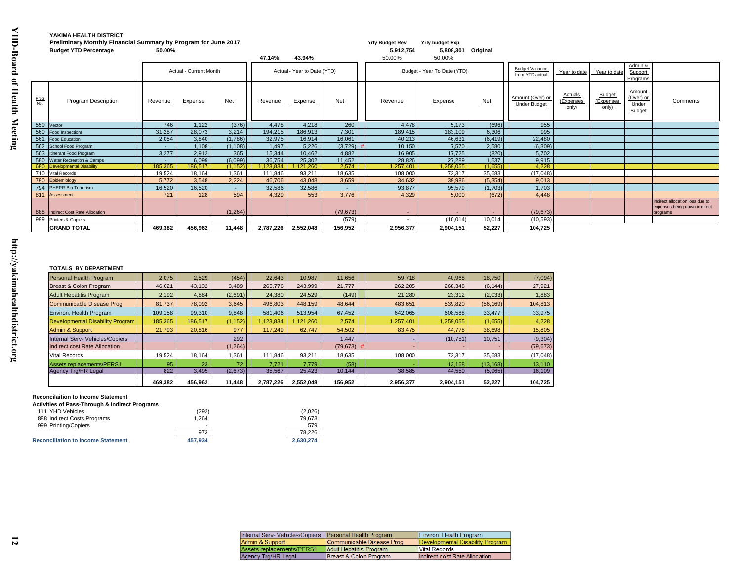**YAKIMA HEALTH DISTRICT**

**Preliminary Monthly Financial Summary by Program for June 2017**

**Budget YTD Percentage** 50.00%

| | | Yrly Budget Rev | Yrly budget Exp | |
|---|---|---|---|---|
| 47.14% | 43.94% | 5,912,754 | 5,808,301 | Original |
| | | 50.00% | 50.00% | |

| Prog No. | Program Description | Actual - Current Month | | | Actual - Year to Date (YTD) | | | Budget - Year To Date (YTD) | | | Budget Variance from YTD actual | Year to date | Year to date | Admin & Support Programs | Comments |
|---|---|---|---|---|---|---|---|---|---|---|---|---|---|---|---|
| | | Revenue | Expense | Net | Revenue | Expense | Net | Revenue | Expense | Net | Amount (Over) or Under Budget | Actuals (Expenses only) | Budget (Expenses only) | Amount (Over) or Under Budget | |
| 550 | Vector | 746 | 1,122 | (376) | 4,478 | 4,218 | 260 | 4,478 | 5,173 | (696) | 955 | | | | |
| 560 | Food Inspections | 31,287 | 28,073 | 3,214 | 194,215 | 186,913 | 7,301 | 189,415 | 183,109 | 6,306 | 995 | | | | |
| 561 | Food Education | 2,054 | 3,840 | (1,786) | 32,975 | 16,914 | 16,061 | 40,213 | 46,631 | (6,419) | 22,480 | | | | |
| 562 | School Food Program | - | 1,108 | (1,108) | 1,497 | 5,226 | (3,729) # | 10,150 | 7,570 | 2,580 | (6,309) | | | | |
| 563 | Itinerant Food Program | 3,277 | 2,912 | 365 | 15,344 | 10,462 | 4,882 | 16,905 | 17,725 | (820) | 5,702 | | | | |
| 580 | Water Recreation & Camps | - | 6,099 | (6,099) | 36,754 | 25,302 | 11,452 | 28,826 | 27,289 | 1,537 | 9,915 | | | | |
| 680 | Developmental Disability | 185,365 | 186,517 | (1,152) | 1,123,834 | 1,121,260 | 2,574 | 1,257,401 | 1,259,055 | (1,655) | 4,228 | | | | |
| 710 | Vital Records | 19,524 | 18,164 | 1,361 | 111,846 | 93,211 | 18,635 | 108,000 | 72,317 | 35,683 | (17,048) | | | | |
| 790 | Epidemiology | 5,772 | 3,548 | 2,224 | 46,706 | 43,048 | 3,659 | 34,632 | 39,986 | (5,354) | 9,013 | | | | |
| 794 | PHEPR-Bio Terrorism | 16,520 | 16,520 | - | 32,586 | 32,586 | - | 93,877 | 95,579 | (1,703) | 1,703 | | | | |
| 811 | Assessment | 721 | 128 | 594 | 4,329 | 553 | 3,776 | 4,329 | 5,000 | (672) | 4,448 | | | | |
| 888 | Indirect Cost Rate Allocation | | | (1,264) | | | (79,673) | - | - | - | (79,673) | | | | Indirect allocation loss due to expenses being down in direct programs |
| 999 | Printers & Copiers | | | - | | | (579) | - | (10,014) | 10,014 | (10,593) | | | | |
| | **GRAND TOTAL** | **469,382** | **456,962** | **11,448** | **2,787,226** | **2,552,048** | **156,952** | **2,956,377** | **2,904,151** | **52,227** | **104,725** | | | | |

**TOTALS BY DEPARTMENT**

| Department | Revenue | Expense | Net | Revenue | Expense | Net | Revenue | Expense | Net | Amount (Over) or Under Budget |
|---|---|---|---|---|---|---|---|---|---|---|
| Personal Health Program | 2,075 | 2,529 | (454) | 22,643 | 10,987 | 11,656 | 59,718 | 40,968 | 18,750 | (7,094) |
| Breast & Colon Program | 46,621 | 43,132 | 3,489 | 265,776 | 243,999 | 21,777 | 262,205 | 268,348 | (6,144) | 27,921 |
| Adult Hepatitis Program | 2,192 | 4,884 | (2,691) | 24,380 | 24,529 | (149) | 21,280 | 23,312 | (2,033) | 1,883 |
| Communicable Disease Prog | 81,737 | 78,092 | 3,645 | 496,803 | 448,159 | 48,644 | 483,651 | 539,820 | (56,169) | 104,813 |
| Environ. Health Program | 109,158 | 99,310 | 9,848 | 581,406 | 513,954 | 67,452 | 642,065 | 608,588 | 33,477 | 33,975 |
| Developmental Disability Program | 185,365 | 186,517 | (1,152) | 1,123,834 | 1,121,260 | 2,574 | 1,257,401 | 1,259,055 | (1,655) | 4,228 |
| Admin & Support | 21,793 | 20,816 | 977 | 117,249 | 62,747 | 54,502 | 83,475 | 44,778 | 38,698 | 15,805 |
| Internal Serv- Vehicles/Copiers | | | 292 | | | 1,447 | - | (10,751) | 10,751 | (9,304) |
| Indirect cost Rate Allocation | | | (1,264) | | | (79,673) # | - | - | - | (79,673) |
| Vital Records | 19,524 | 18,164 | 1,361 | 111,846 | 93,211 | 18,635 | 108,000 | 72,317 | 35,683 | (17,048) |
| Assets replacements/PERS1 | 95 | 23 | 72 | 7,721 | 7,779 | (58) | - | 13,168 | (13,168) | 13,110 |
| Agency Trg/HR Legal | 822 | 3,495 | (2,673) | 35,567 | 25,423 | 10,144 | 38,585 | 44,550 | (5,965) | 16,109 |
| | **469,382** | **456,962** | **11,448** | **2,787,226** | **2,552,048** | **156,952** | **2,956,377** | **2,904,151** | **52,227** | **104,725** |

**Reconcilaition to Income Statement**

**Activities of Pass-Through & Indirect Programs**

| | Current Month | Year to Date |
|---|---|---|
| 111 YHD Vehicles | (292) | (2,026) |
| 888 Indirect Costs Programs | 1,264 | 79,673 |
| 999 Printing/Copiers | - | 579 |
| | 973 | 78,226 |
| **Reconciliation to Income Statement** | **457,934** | **2,630,274** |

| | | |
|---|---|---|
| Internal Serv- Vehicles/Copiers | Personal Health Program | Environ. Health Program |
| Admin & Support | Communicable Disease Prog | Developmental Disability Program |
| Assets replacements/PERS1 | Adult Hepatitis Program | Vital Records |
| Agency Trg/HR Legal | Breast & Colon Program | Indirect cost Rate Allocation |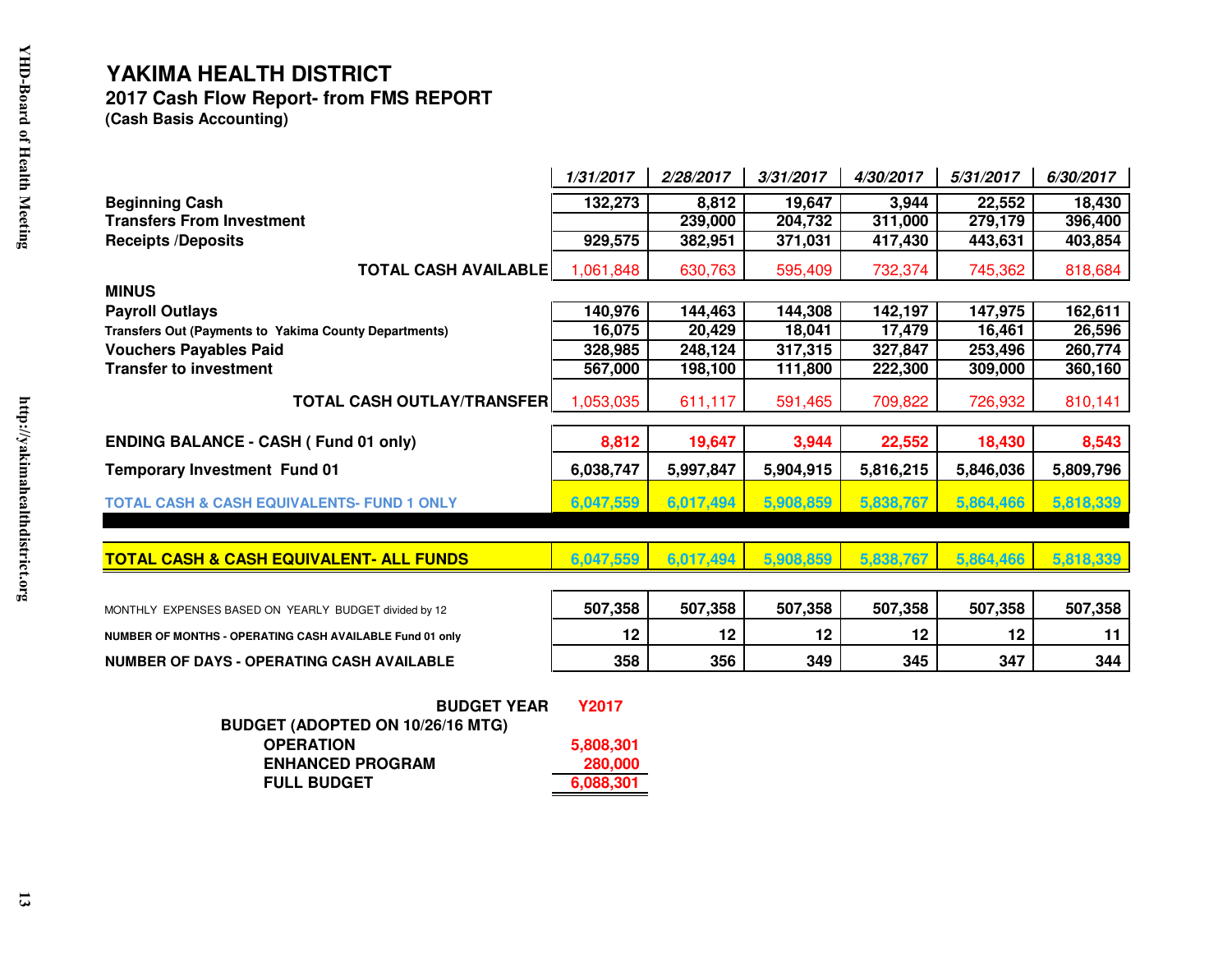# YAKIMA HEALTH DISTRICT

## 2017 Cash Flow Report- from FMS REPORT

**(Cash Basis Accounting)**

| | *1/31/2017* | *2/28/2017* | *3/31/2017* | *4/30/2017* | *5/31/2017* | *6/30/2017* |
|---|---|---|---|---|---|---|
| **Beginning Cash** | 132,273 | 8,812 | 19,647 | 3,944 | 22,552 | 18,430 |
| **Transfers From Investment** | | 239,000 | 204,732 | 311,000 | 279,179 | 396,400 |
| **Receipts /Deposits** | 929,575 | 382,951 | 371,031 | 417,430 | 443,631 | 403,854 |
| **TOTAL CASH AVAILABLE** | 1,061,848 | 630,763 | 595,409 | 732,374 | 745,362 | 818,684 |
| **MINUS** | | | | | | |
| **Payroll Outlays** | 140,976 | 144,463 | 144,308 | 142,197 | 147,975 | 162,611 |
| **Transfers Out (Payments to Yakima County Departments)** | 16,075 | 20,429 | 18,041 | 17,479 | 16,461 | 26,596 |
| **Vouchers Payables Paid** | 328,985 | 248,124 | 317,315 | 327,847 | 253,496 | 260,774 |
| **Transfer to investment** | 567,000 | 198,100 | 111,800 | 222,300 | 309,000 | 360,160 |
| **TOTAL CASH OUTLAY/TRANSFER** | 1,053,035 | 611,117 | 591,465 | 709,822 | 726,932 | 810,141 |
| **ENDING BALANCE - CASH ( Fund 01 only)** | 8,812 | 19,647 | 3,944 | 22,552 | 18,430 | 8,543 |
| **Temporary Investment Fund 01** | 6,038,747 | 5,997,847 | 5,904,915 | 5,816,215 | 5,846,036 | 5,809,796 |
| **TOTAL CASH & CASH EQUIVALENTS- FUND 1 ONLY** | 6,047,559 | 6,017,494 | 5,908,859 | 5,838,767 | 5,864,466 | 5,818,339 |
| **TOTAL CASH & CASH EQUIVALENT- ALL FUNDS** | 6,047,559 | 6,017,494 | 5,908,859 | 5,838,767 | 5,864,466 | 5,818,339 |
| MONTHLY EXPENSES BASED ON YEARLY BUDGET divided by 12 | 507,358 | 507,358 | 507,358 | 507,358 | 507,358 | 507,358 |
| **NUMBER OF MONTHS - OPERATING CASH AVAILABLE Fund 01 only** | 12 | 12 | 12 | 12 | 12 | 11 |
| **NUMBER OF DAYS - OPERATING CASH AVAILABLE** | 358 | 356 | 349 | 345 | 347 | 344 |

| | |
|---|---|
| **BUDGET YEAR** | **Y2017** |
| **BUDGET (ADOPTED ON 10/26/16 MTG)** | |
| **OPERATION** | 5,808,301 |
| **ENHANCED PROGRAM** | 280,000 |
| **FULL BUDGET** | 6,088,301 |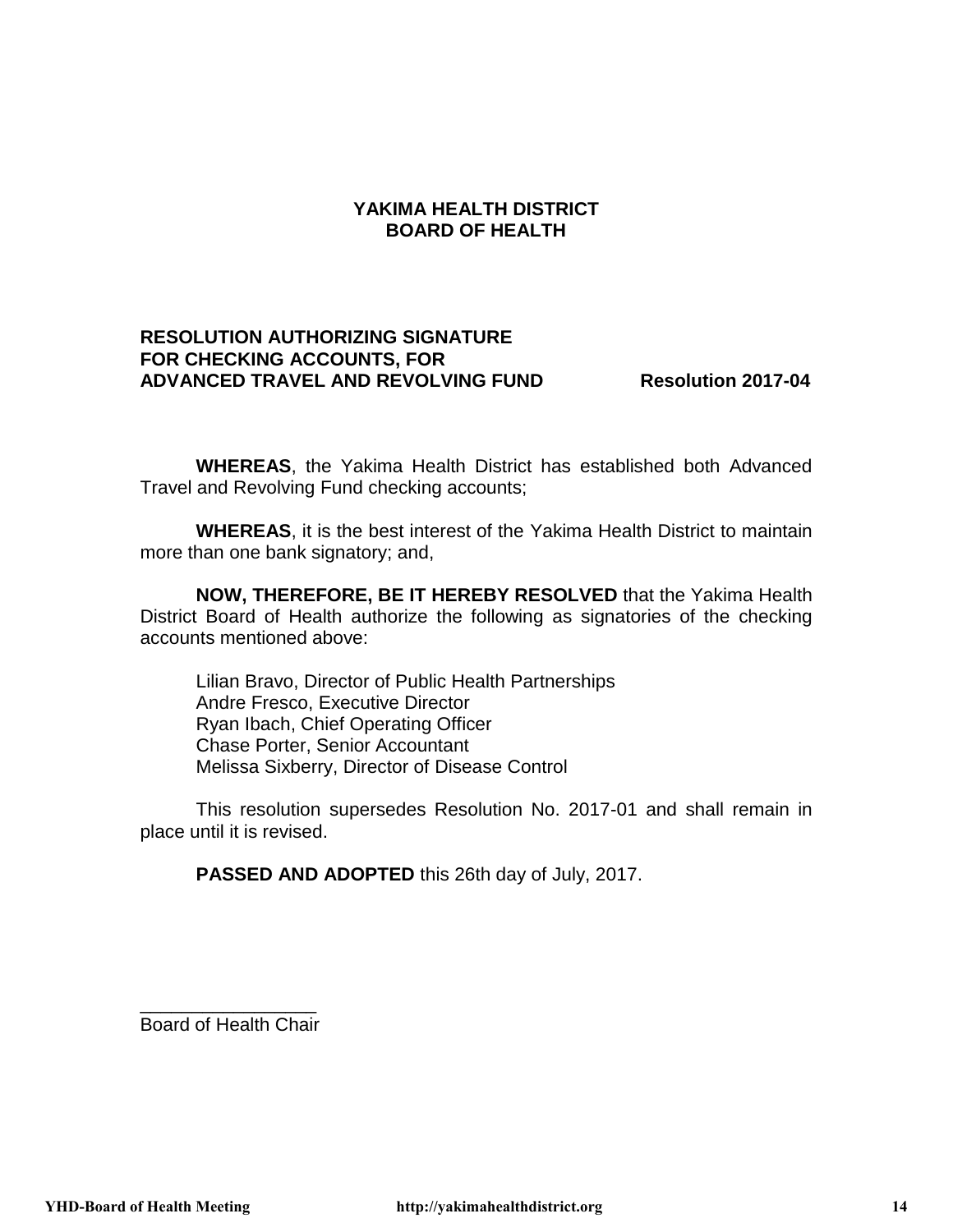# YAKIMA HEALTH DISTRICT
# BOARD OF HEALTH

**RESOLUTION AUTHORIZING SIGNATURE FOR CHECKING ACCOUNTS, FOR ADVANCED TRAVEL AND REVOLVING FUND** **Resolution 2017-04**

**WHEREAS**, the Yakima Health District has established both Advanced Travel and Revolving Fund checking accounts;

**WHEREAS**, it is the best interest of the Yakima Health District to maintain more than one bank signatory; and,

**NOW, THEREFORE, BE IT HEREBY RESOLVED** that the Yakima Health District Board of Health authorize the following as signatories of the checking accounts mentioned above:

Lilian Bravo, Director of Public Health Partnerships
Andre Fresco, Executive Director
Ryan Ibach, Chief Operating Officer
Chase Porter, Senior Accountant
Melissa Sixberry, Director of Disease Control

This resolution supersedes Resolution No. 2017-01 and shall remain in place until it is revised.

**PASSED AND ADOPTED** this 26th day of July, 2017.

\_\_\_\_\_\_\_\_\_\_\_\_\_\_\_\_\_\_
Board of Health Chair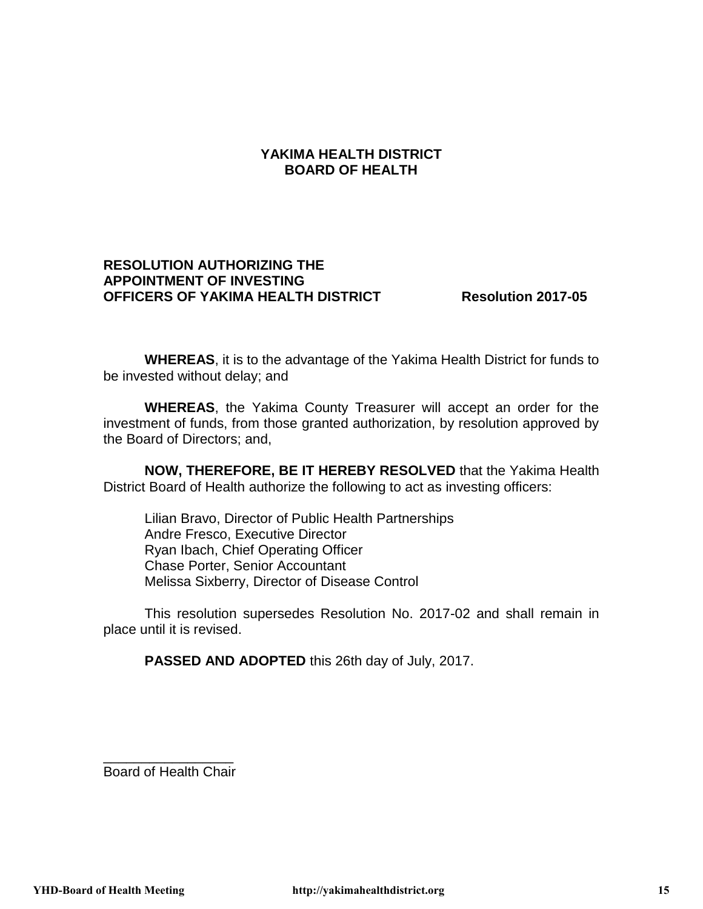# YAKIMA HEALTH DISTRICT
# BOARD OF HEALTH

**RESOLUTION AUTHORIZING THE APPOINTMENT OF INVESTING OFFICERS OF YAKIMA HEALTH DISTRICT** **Resolution 2017-05**

**WHEREAS**, it is to the advantage of the Yakima Health District for funds to be invested without delay; and

**WHEREAS**, the Yakima County Treasurer will accept an order for the investment of funds, from those granted authorization, by resolution approved by the Board of Directors; and,

**NOW, THEREFORE, BE IT HEREBY RESOLVED** that the Yakima Health District Board of Health authorize the following to act as investing officers:

Lilian Bravo, Director of Public Health Partnerships
Andre Fresco, Executive Director
Ryan Ibach, Chief Operating Officer
Chase Porter, Senior Accountant
Melissa Sixberry, Director of Disease Control

This resolution supersedes Resolution No. 2017-02 and shall remain in place until it is revised.

**PASSED AND ADOPTED** this 26th day of July, 2017.

_________________
Board of Health Chair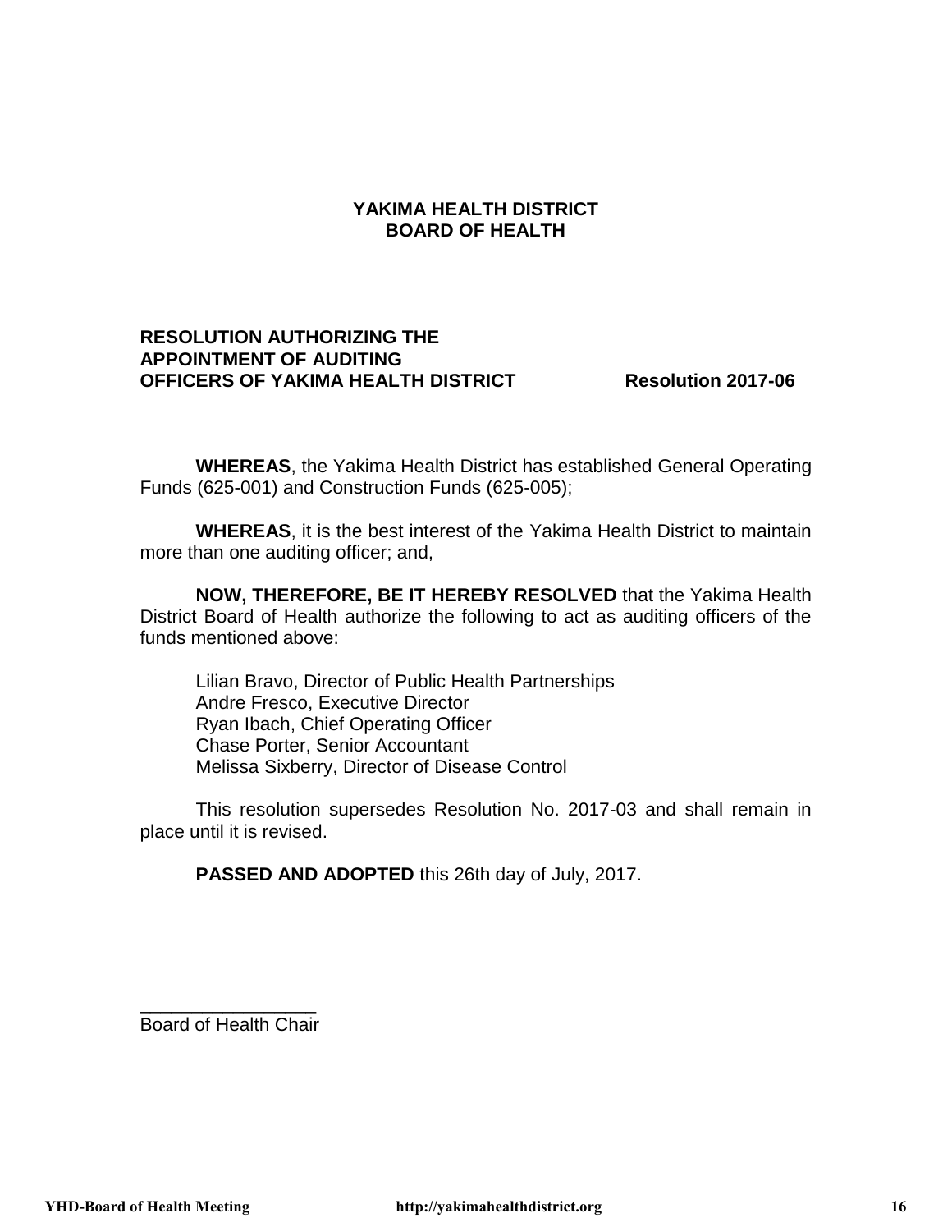**YAKIMA HEALTH DISTRICT**
**BOARD OF HEALTH**

**RESOLUTION AUTHORIZING THE APPOINTMENT OF AUDITING OFFICERS OF YAKIMA HEALTH DISTRICT** **Resolution 2017-06**

**WHEREAS**, the Yakima Health District has established General Operating Funds (625-001) and Construction Funds (625-005);

**WHEREAS**, it is the best interest of the Yakima Health District to maintain more than one auditing officer; and,

**NOW, THEREFORE, BE IT HEREBY RESOLVED** that the Yakima Health District Board of Health authorize the following to act as auditing officers of the funds mentioned above:

Lilian Bravo, Director of Public Health Partnerships
Andre Fresco, Executive Director
Ryan Ibach, Chief Operating Officer
Chase Porter, Senior Accountant
Melissa Sixberry, Director of Disease Control

This resolution supersedes Resolution No. 2017-03 and shall remain in place until it is revised.

**PASSED AND ADOPTED** this 26th day of July, 2017.

\_\_\_\_\_\_\_\_\_\_\_\_\_\_\_\_\_\_
Board of Health Chair